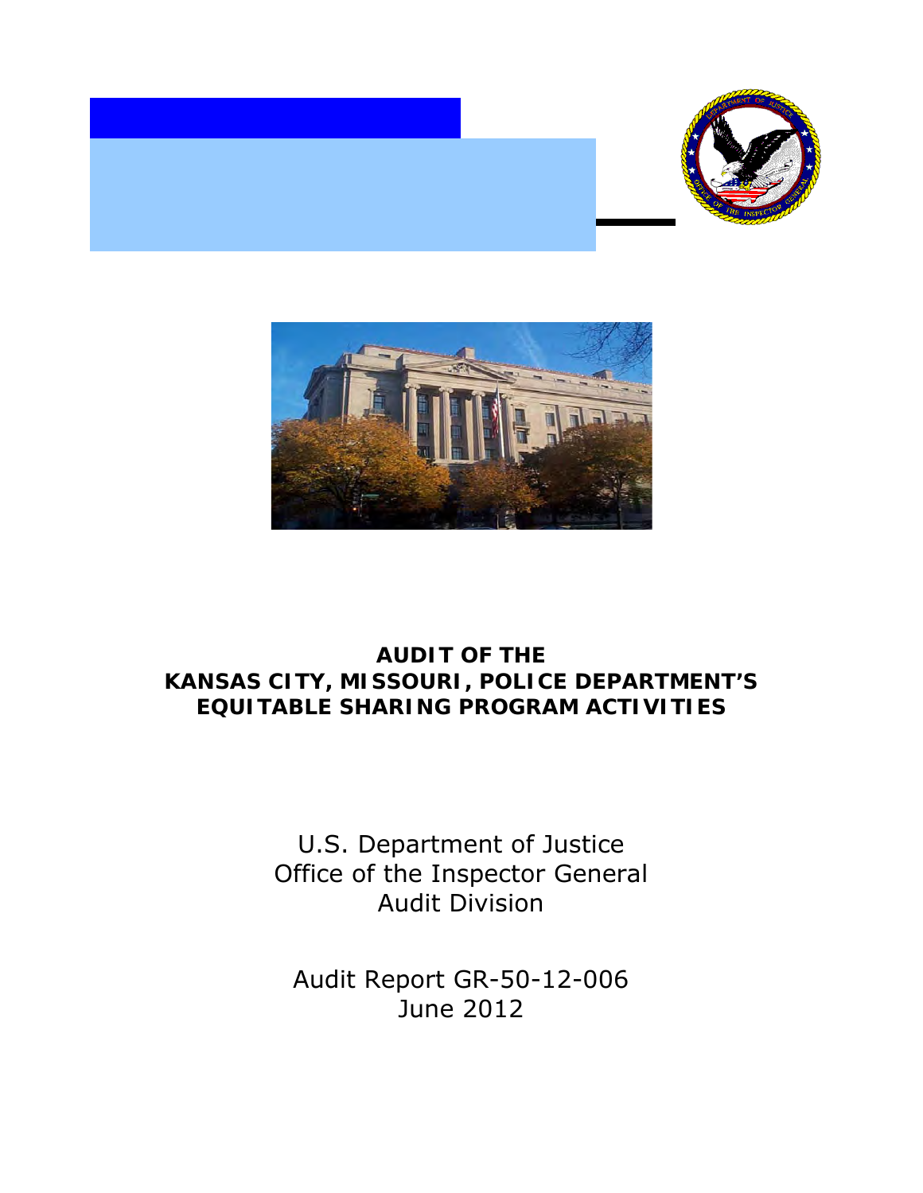# AUDIT OF THE KANSAS CITY, MISSOURI, POLICE DEPARTMENT'S EQUITABLE SHARING PROGRAM ACTIVITIES

U.S. Department of Justice
Office of the Inspector General
Audit Division

Audit Report GR-50-12-006
June 2012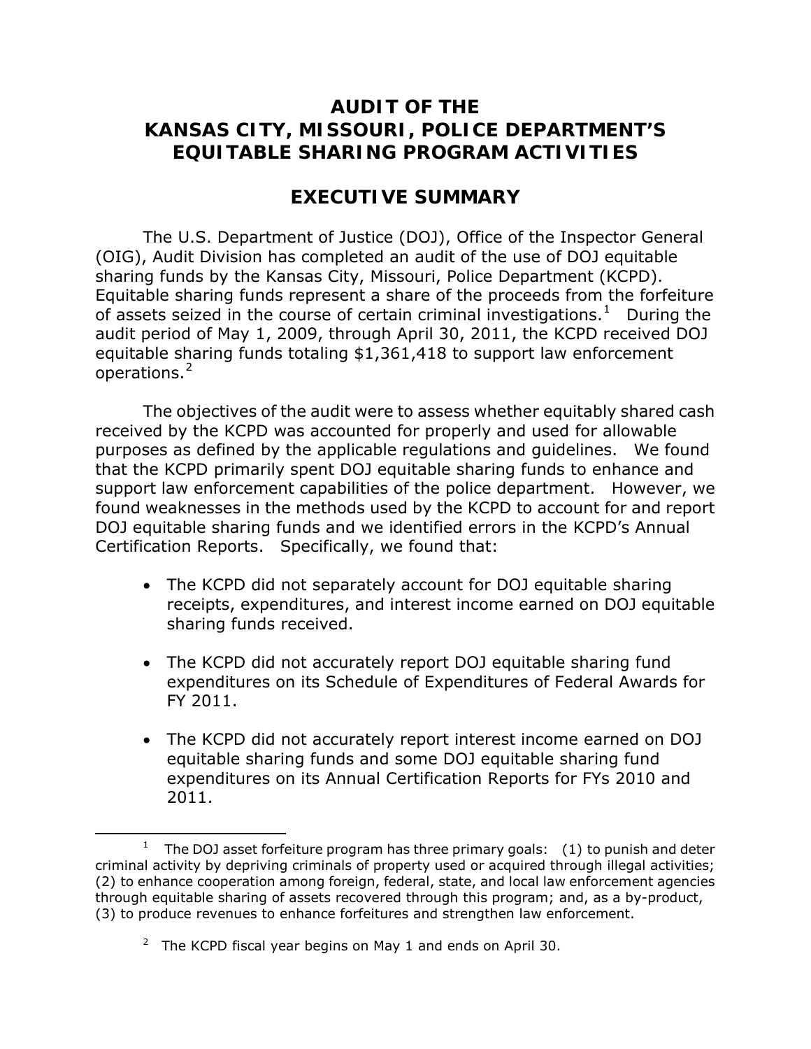# AUDIT OF THE KANSAS CITY, MISSOURI, POLICE DEPARTMENT'S EQUITABLE SHARING PROGRAM ACTIVITIES

## EXECUTIVE SUMMARY

The U.S. Department of Justice (DOJ), Office of the Inspector General (OIG), Audit Division has completed an audit of the use of DOJ equitable sharing funds by the Kansas City, Missouri, Police Department (KCPD). Equitable sharing funds represent a share of the proceeds from the forfeiture of assets seized in the course of certain criminal investigations.[1] During the audit period of May 1, 2009, through April 30, 2011, the KCPD received DOJ equitable sharing funds totaling $1,361,418 to support law enforcement operations.[2]

The objectives of the audit were to assess whether equitably shared cash received by the KCPD was accounted for properly and used for allowable purposes as defined by the applicable regulations and guidelines. We found that the KCPD primarily spent DOJ equitable sharing funds to enhance and support law enforcement capabilities of the police department. However, we found weaknesses in the methods used by the KCPD to account for and report DOJ equitable sharing funds and we identified errors in the KCPD's Annual Certification Reports. Specifically, we found that:

- The KCPD did not separately account for DOJ equitable sharing receipts, expenditures, and interest income earned on DOJ equitable sharing funds received.
- The KCPD did not accurately report DOJ equitable sharing fund expenditures on its Schedule of Expenditures of Federal Awards for FY 2011.
- The KCPD did not accurately report interest income earned on DOJ equitable sharing funds and some DOJ equitable sharing fund expenditures on its Annual Certification Reports for FYs 2010 and 2011.

---

[1] The DOJ asset forfeiture program has three primary goals: (1) to punish and deter criminal activity by depriving criminals of property used or acquired through illegal activities; (2) to enhance cooperation among foreign, federal, state, and local law enforcement agencies through equitable sharing of assets recovered through this program; and, as a by-product, (3) to produce revenues to enhance forfeitures and strengthen law enforcement.

[2] The KCPD fiscal year begins on May 1 and ends on April 30.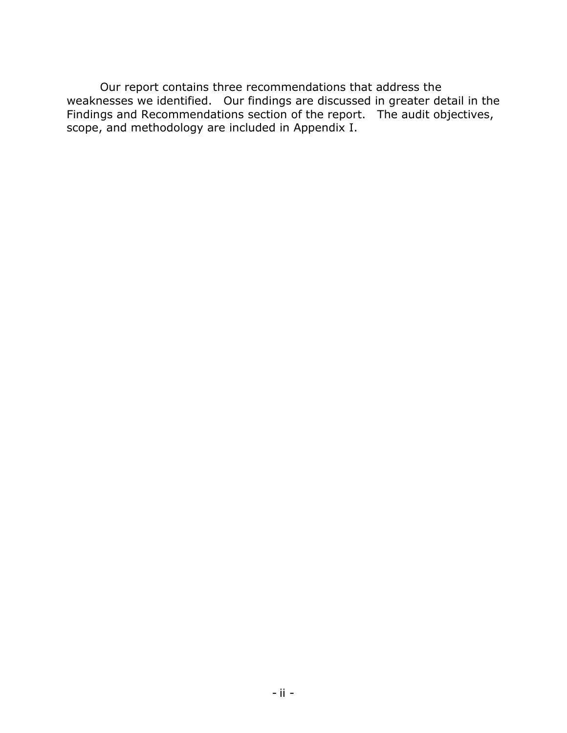Our report contains three recommendations that address the weaknesses we identified. Our findings are discussed in greater detail in the Findings and Recommendations section of the report. The audit objectives, scope, and methodology are included in Appendix I.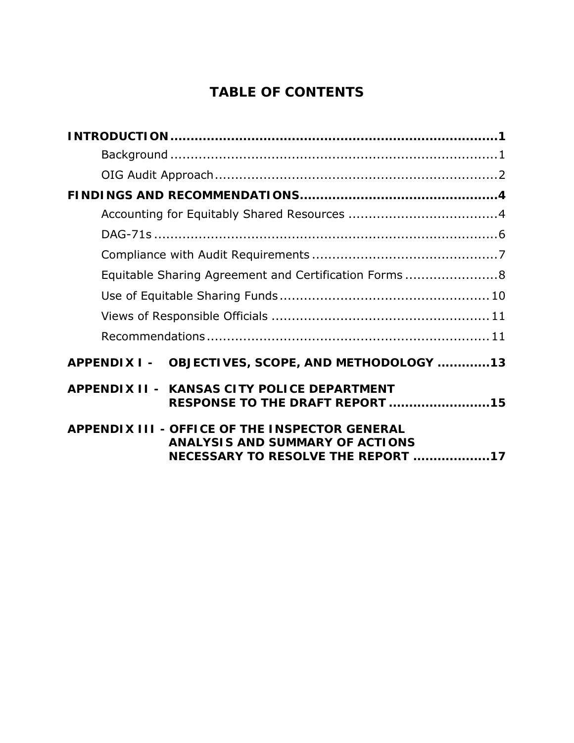# TABLE OF CONTENTS

**INTRODUCTION** ..................................................................... **1**

- Background ..................................................................... 1
- OIG Audit Approach ........................................................... 2

**FINDINGS AND RECOMMENDATIONS** ........................................ **4**

- Accounting for Equitably Shared Resources ................................ 4
- DAG-71s ........................................................................... 6
- Compliance with Audit Requirements ........................................ 7
- Equitable Sharing Agreement and Certification Forms ..................... 8
- Use of Equitable Sharing Funds ............................................... 10
- Views of Responsible Officials ................................................ 11
- Recommendations ............................................................... 11

**APPENDIX I - OBJECTIVES, SCOPE, AND METHODOLOGY** ............ **13**

**APPENDIX II - KANSAS CITY POLICE DEPARTMENT RESPONSE TO THE DRAFT REPORT** ........................ **15**

**APPENDIX III - OFFICE OF THE INSPECTOR GENERAL ANALYSIS AND SUMMARY OF ACTIONS NECESSARY TO RESOLVE THE REPORT** .................. **17**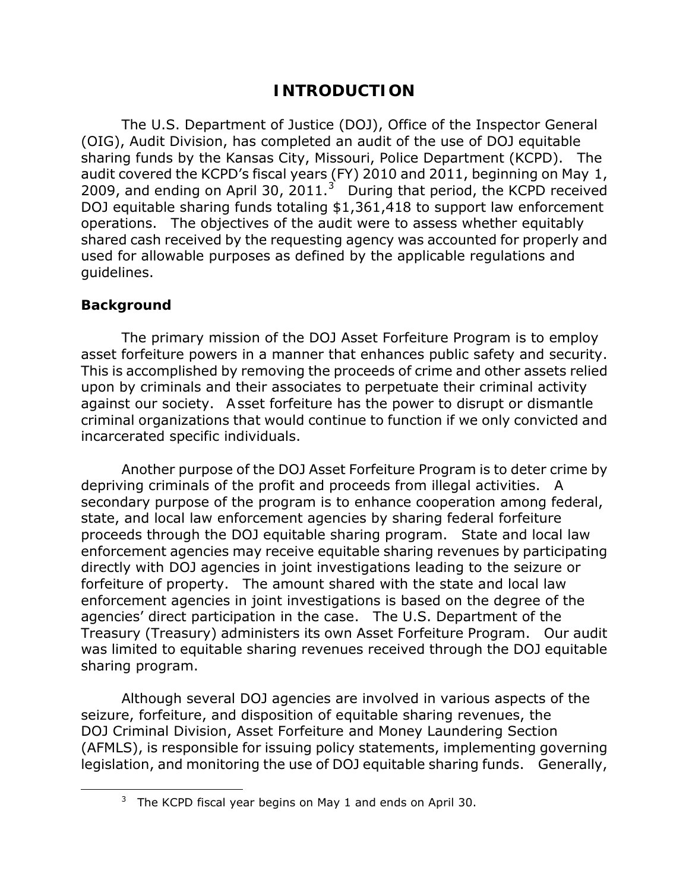# INTRODUCTION

The U.S. Department of Justice (DOJ), Office of the Inspector General (OIG), Audit Division, has completed an audit of the use of DOJ equitable sharing funds by the Kansas City, Missouri, Police Department (KCPD). The audit covered the KCPD's fiscal years (FY) 2010 and 2011, beginning on May 1, 2009, and ending on April 30, 2011.[3] During that period, the KCPD received DOJ equitable sharing funds totaling $1,361,418 to support law enforcement operations. The objectives of the audit were to assess whether equitably shared cash received by the requesting agency was accounted for properly and used for allowable purposes as defined by the applicable regulations and guidelines.

## Background

The primary mission of the DOJ Asset Forfeiture Program is to employ asset forfeiture powers in a manner that enhances public safety and security. This is accomplished by removing the proceeds of crime and other assets relied upon by criminals and their associates to perpetuate their criminal activity against our society. Asset forfeiture has the power to disrupt or dismantle criminal organizations that would continue to function if we only convicted and incarcerated specific individuals.

Another purpose of the DOJ Asset Forfeiture Program is to deter crime by depriving criminals of the profit and proceeds from illegal activities. A secondary purpose of the program is to enhance cooperation among federal, state, and local law enforcement agencies by sharing federal forfeiture proceeds through the DOJ equitable sharing program. State and local law enforcement agencies may receive equitable sharing revenues by participating directly with DOJ agencies in joint investigations leading to the seizure or forfeiture of property. The amount shared with the state and local law enforcement agencies in joint investigations is based on the degree of the agencies' direct participation in the case. The U.S. Department of the Treasury (Treasury) administers its own Asset Forfeiture Program. Our audit was limited to equitable sharing revenues received through the DOJ equitable sharing program.

Although several DOJ agencies are involved in various aspects of the seizure, forfeiture, and disposition of equitable sharing revenues, the DOJ Criminal Division, Asset Forfeiture and Money Laundering Section (AFMLS), is responsible for issuing policy statements, implementing governing legislation, and monitoring the use of DOJ equitable sharing funds. Generally,

[3] The KCPD fiscal year begins on May 1 and ends on April 30.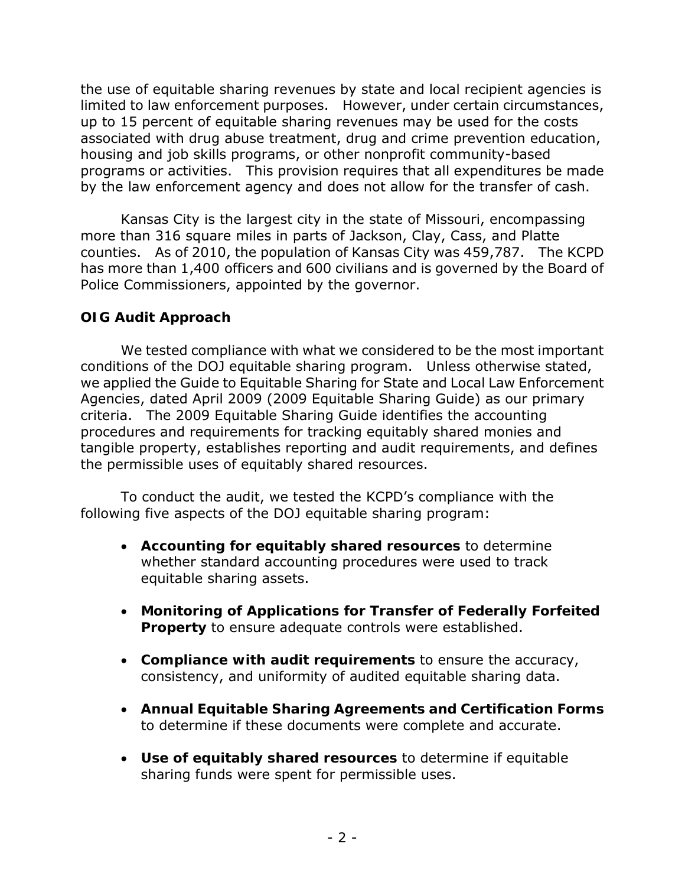the use of equitable sharing revenues by state and local recipient agencies is limited to law enforcement purposes. However, under certain circumstances, up to 15 percent of equitable sharing revenues may be used for the costs associated with drug abuse treatment, drug and crime prevention education, housing and job skills programs, or other nonprofit community-based programs or activities. This provision requires that all expenditures be made by the law enforcement agency and does not allow for the transfer of cash.

Kansas City is the largest city in the state of Missouri, encompassing more than 316 square miles in parts of Jackson, Clay, Cass, and Platte counties. As of 2010, the population of Kansas City was 459,787. The KCPD has more than 1,400 officers and 600 civilians and is governed by the Board of Police Commissioners, appointed by the governor.

### OIG Audit Approach

We tested compliance with what we considered to be the most important conditions of the DOJ equitable sharing program. Unless otherwise stated, we applied the Guide to Equitable Sharing for State and Local Law Enforcement Agencies, dated April 2009 (2009 Equitable Sharing Guide) as our primary criteria. The 2009 Equitable Sharing Guide identifies the accounting procedures and requirements for tracking equitably shared monies and tangible property, establishes reporting and audit requirements, and defines the permissible uses of equitably shared resources.

To conduct the audit, we tested the KCPD's compliance with the following five aspects of the DOJ equitable sharing program:

- **Accounting for equitably shared resources** to determine whether standard accounting procedures were used to track equitable sharing assets.
- **Monitoring of Applications for Transfer of Federally Forfeited Property** to ensure adequate controls were established.
- **Compliance with audit requirements** to ensure the accuracy, consistency, and uniformity of audited equitable sharing data.
- **Annual Equitable Sharing Agreements and Certification Forms** to determine if these documents were complete and accurate.
- **Use of equitably shared resources** to determine if equitable sharing funds were spent for permissible uses.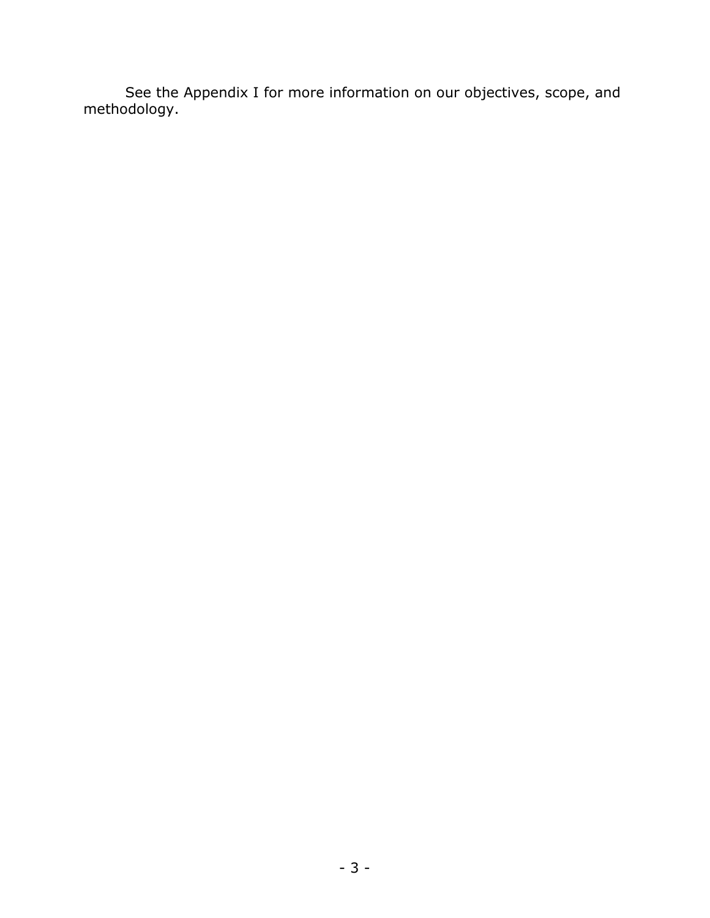See the Appendix I for more information on our objectives, scope, and methodology.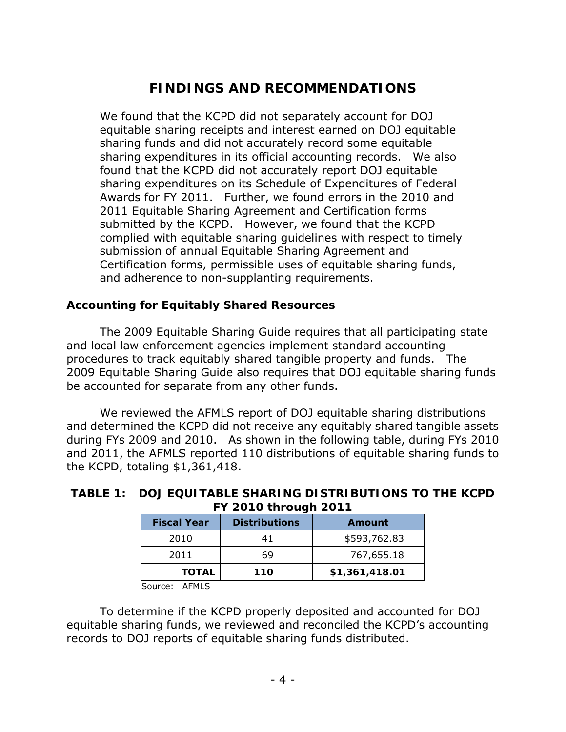# FINDINGS AND RECOMMENDATIONS

We found that the KCPD did not separately account for DOJ equitable sharing receipts and interest earned on DOJ equitable sharing funds and did not accurately record some equitable sharing expenditures in its official accounting records. We also found that the KCPD did not accurately report DOJ equitable sharing expenditures on its Schedule of Expenditures of Federal Awards for FY 2011. Further, we found errors in the 2010 and 2011 Equitable Sharing Agreement and Certification forms submitted by the KCPD. However, we found that the KCPD complied with equitable sharing guidelines with respect to timely submission of annual Equitable Sharing Agreement and Certification forms, permissible uses of equitable sharing funds, and adherence to non-supplanting requirements.

### Accounting for Equitably Shared Resources

The 2009 Equitable Sharing Guide requires that all participating state and local law enforcement agencies implement standard accounting procedures to track equitably shared tangible property and funds. The 2009 Equitable Sharing Guide also requires that DOJ equitable sharing funds be accounted for separate from any other funds.

We reviewed the AFMLS report of DOJ equitable sharing distributions and determined the KCPD did not receive any equitably shared tangible assets during FYs 2009 and 2010. As shown in the following table, during FYs 2010 and 2011, the AFMLS reported 110 distributions of equitable sharing funds to the KCPD, totaling $1,361,418.

**TABLE 1: DOJ EQUITABLE SHARING DISTRIBUTIONS TO THE KCPD FY 2010 through 2011**

| Fiscal Year | Distributions | Amount |
|---|---|---|
| 2010 | 41 | $593,762.83 |
| 2011 | 69 | 767,655.18 |
| **TOTAL** | **110** | **$1,361,418.01** |

Source: AFMLS

To determine if the KCPD properly deposited and accounted for DOJ equitable sharing funds, we reviewed and reconciled the KCPD's accounting records to DOJ reports of equitable sharing funds distributed.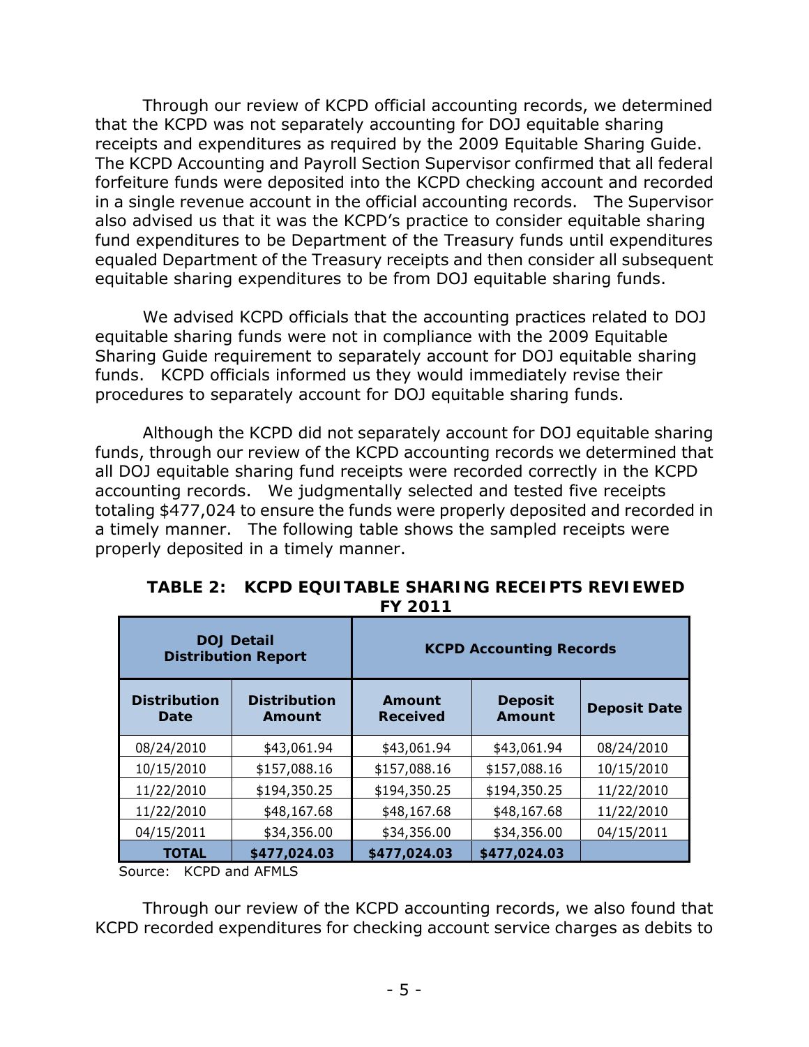Through our review of KCPD official accounting records, we determined that the KCPD was not separately accounting for DOJ equitable sharing receipts and expenditures as required by the 2009 Equitable Sharing Guide. The KCPD Accounting and Payroll Section Supervisor confirmed that all federal forfeiture funds were deposited into the KCPD checking account and recorded in a single revenue account in the official accounting records. The Supervisor also advised us that it was the KCPD's practice to consider equitable sharing fund expenditures to be Department of the Treasury funds until expenditures equaled Department of the Treasury receipts and then consider all subsequent equitable sharing expenditures to be from DOJ equitable sharing funds.

We advised KCPD officials that the accounting practices related to DOJ equitable sharing funds were not in compliance with the 2009 Equitable Sharing Guide requirement to separately account for DOJ equitable sharing funds. KCPD officials informed us they would immediately revise their procedures to separately account for DOJ equitable sharing funds.

Although the KCPD did not separately account for DOJ equitable sharing funds, through our review of the KCPD accounting records we determined that all DOJ equitable sharing fund receipts were recorded correctly in the KCPD accounting records. We judgmentally selected and tested five receipts totaling $477,024 to ensure the funds were properly deposited and recorded in a timely manner. The following table shows the sampled receipts were properly deposited in a timely manner.

**TABLE 2: KCPD EQUITABLE SHARING RECEIPTS REVIEWED FY 2011**

| DOJ Detail Distribution Report | | KCPD Accounting Records | | |
|---|---|---|---|---|
| **Distribution Date** | **Distribution Amount** | **Amount Received** | **Deposit Amount** | **Deposit Date** |
| 08/24/2010 | $43,061.94 | $43,061.94 | $43,061.94 | 08/24/2010 |
| 10/15/2010 | $157,088.16 | $157,088.16 | $157,088.16 | 10/15/2010 |
| 11/22/2010 | $194,350.25 | $194,350.25 | $194,350.25 | 11/22/2010 |
| 11/22/2010 | $48,167.68 | $48,167.68 | $48,167.68 | 11/22/2010 |
| 04/15/2011 | $34,356.00 | $34,356.00 | $34,356.00 | 04/15/2011 |
| **TOTAL** | **$477,024.03** | **$477,024.03** | **$477,024.03** | |

Source: KCPD and AFMLS

Through our review of the KCPD accounting records, we also found that KCPD recorded expenditures for checking account service charges as debits to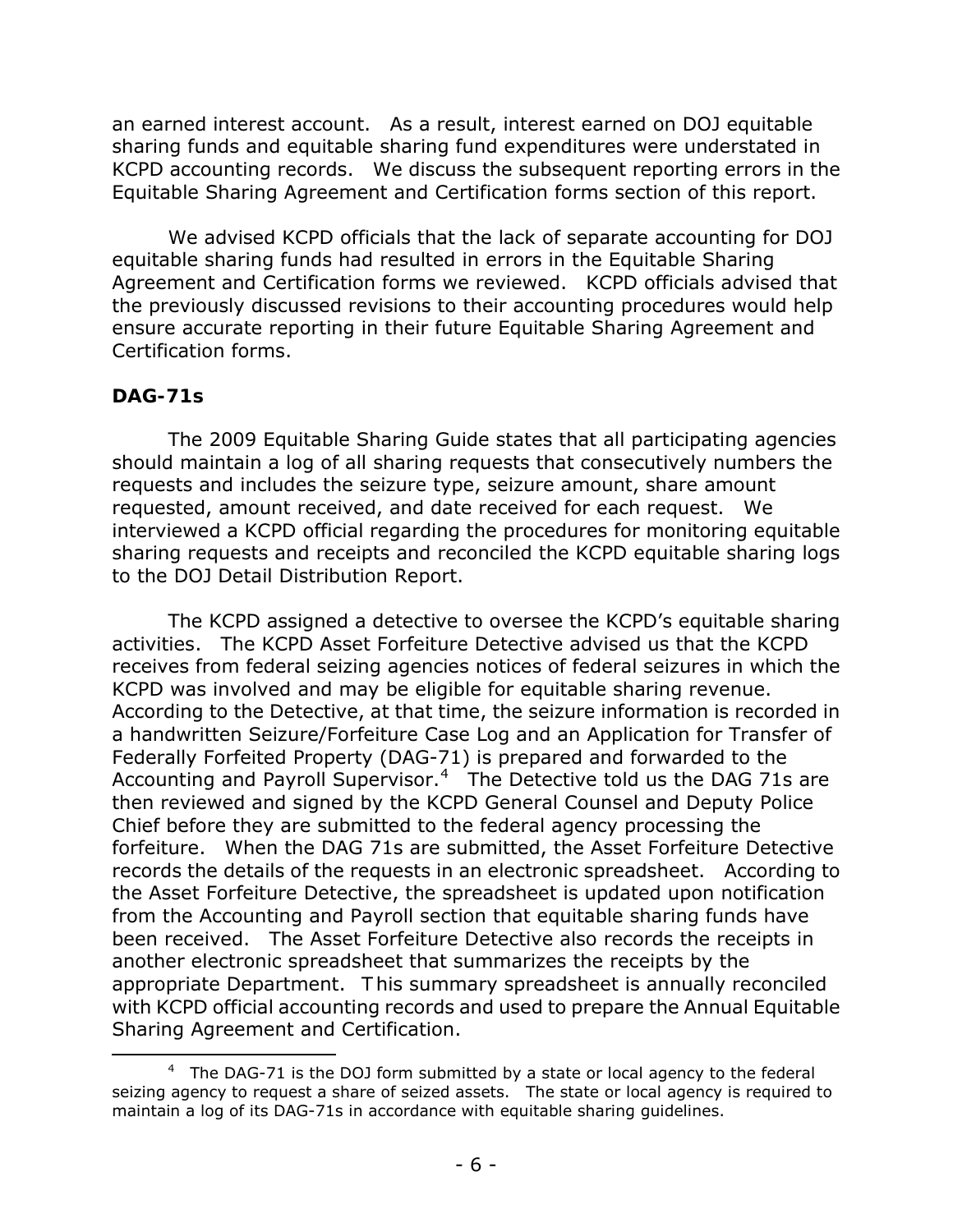an earned interest account. As a result, interest earned on DOJ equitable sharing funds and equitable sharing fund expenditures were understated in KCPD accounting records. We discuss the subsequent reporting errors in the Equitable Sharing Agreement and Certification forms section of this report.

We advised KCPD officials that the lack of separate accounting for DOJ equitable sharing funds had resulted in errors in the Equitable Sharing Agreement and Certification forms we reviewed. KCPD officials advised that the previously discussed revisions to their accounting procedures would help ensure accurate reporting in their future Equitable Sharing Agreement and Certification forms.

### DAG-71s

The 2009 Equitable Sharing Guide states that all participating agencies should maintain a log of all sharing requests that consecutively numbers the requests and includes the seizure type, seizure amount, share amount requested, amount received, and date received for each request. We interviewed a KCPD official regarding the procedures for monitoring equitable sharing requests and receipts and reconciled the KCPD equitable sharing logs to the DOJ Detail Distribution Report.

The KCPD assigned a detective to oversee the KCPD's equitable sharing activities. The KCPD Asset Forfeiture Detective advised us that the KCPD receives from federal seizing agencies notices of federal seizures in which the KCPD was involved and may be eligible for equitable sharing revenue. According to the Detective, at that time, the seizure information is recorded in a handwritten Seizure/Forfeiture Case Log and an Application for Transfer of Federally Forfeited Property (DAG-71) is prepared and forwarded to the Accounting and Payroll Supervisor.[4] The Detective told us the DAG 71s are then reviewed and signed by the KCPD General Counsel and Deputy Police Chief before they are submitted to the federal agency processing the forfeiture. When the DAG 71s are submitted, the Asset Forfeiture Detective records the details of the requests in an electronic spreadsheet. According to the Asset Forfeiture Detective, the spreadsheet is updated upon notification from the Accounting and Payroll section that equitable sharing funds have been received. The Asset Forfeiture Detective also records the receipts in another electronic spreadsheet that summarizes the receipts by the appropriate Department. This summary spreadsheet is annually reconciled with KCPD official accounting records and used to prepare the Annual Equitable Sharing Agreement and Certification.

[4] The DAG-71 is the DOJ form submitted by a state or local agency to the federal seizing agency to request a share of seized assets. The state or local agency is required to maintain a log of its DAG-71s in accordance with equitable sharing guidelines.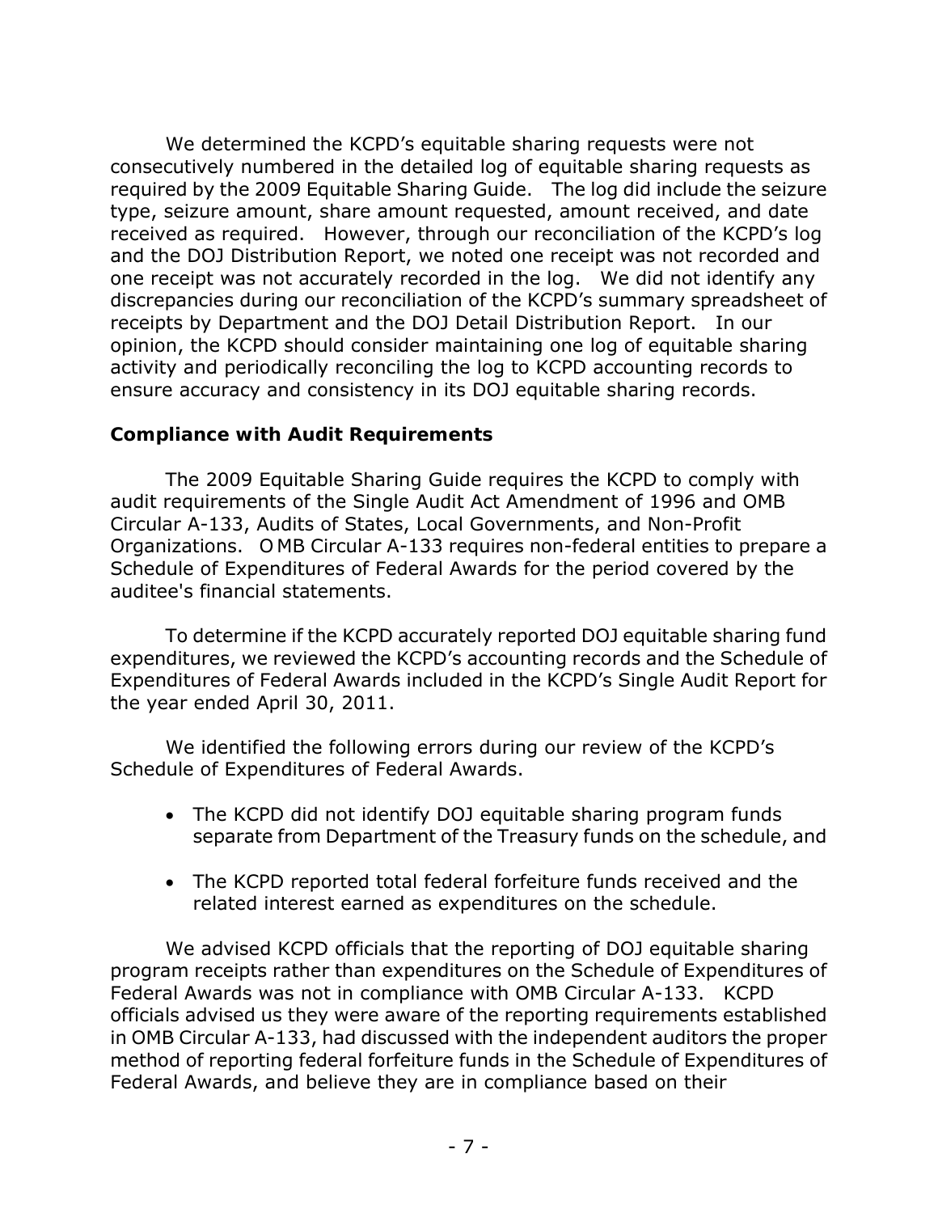We determined the KCPD's equitable sharing requests were not consecutively numbered in the detailed log of equitable sharing requests as required by the 2009 Equitable Sharing Guide. The log did include the seizure type, seizure amount, share amount requested, amount received, and date received as required. However, through our reconciliation of the KCPD's log and the DOJ Distribution Report, we noted one receipt was not recorded and one receipt was not accurately recorded in the log. We did not identify any discrepancies during our reconciliation of the KCPD's summary spreadsheet of receipts by Department and the DOJ Detail Distribution Report. In our opinion, the KCPD should consider maintaining one log of equitable sharing activity and periodically reconciling the log to KCPD accounting records to ensure accuracy and consistency in its DOJ equitable sharing records.

### Compliance with Audit Requirements

The 2009 Equitable Sharing Guide requires the KCPD to comply with audit requirements of the Single Audit Act Amendment of 1996 and OMB Circular A-133, Audits of States, Local Governments, and Non-Profit Organizations. OMB Circular A-133 requires non-federal entities to prepare a Schedule of Expenditures of Federal Awards for the period covered by the auditee's financial statements.

To determine if the KCPD accurately reported DOJ equitable sharing fund expenditures, we reviewed the KCPD's accounting records and the Schedule of Expenditures of Federal Awards included in the KCPD's Single Audit Report for the year ended April 30, 2011.

We identified the following errors during our review of the KCPD's Schedule of Expenditures of Federal Awards.

- The KCPD did not identify DOJ equitable sharing program funds separate from Department of the Treasury funds on the schedule, and
- The KCPD reported total federal forfeiture funds received and the related interest earned as expenditures on the schedule.

We advised KCPD officials that the reporting of DOJ equitable sharing program receipts rather than expenditures on the Schedule of Expenditures of Federal Awards was not in compliance with OMB Circular A-133. KCPD officials advised us they were aware of the reporting requirements established in OMB Circular A-133, had discussed with the independent auditors the proper method of reporting federal forfeiture funds in the Schedule of Expenditures of Federal Awards, and believe they are in compliance based on their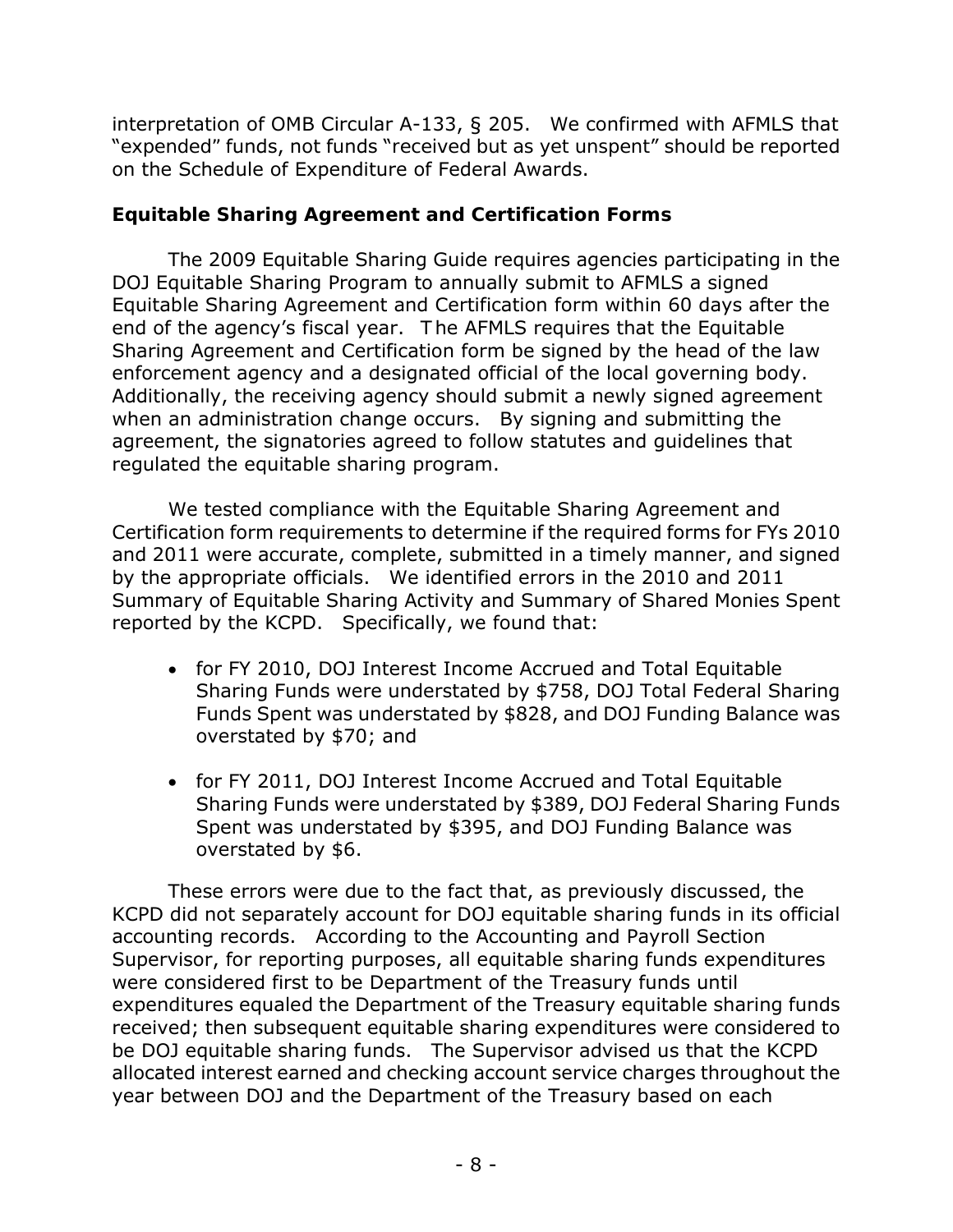interpretation of OMB Circular A-133, § 205. We confirmed with AFMLS that "expended" funds, not funds "received but as yet unspent" should be reported on the Schedule of Expenditure of Federal Awards.

### Equitable Sharing Agreement and Certification Forms

The 2009 Equitable Sharing Guide requires agencies participating in the DOJ Equitable Sharing Program to annually submit to AFMLS a signed Equitable Sharing Agreement and Certification form within 60 days after the end of the agency's fiscal year. The AFMLS requires that the Equitable Sharing Agreement and Certification form be signed by the head of the law enforcement agency and a designated official of the local governing body. Additionally, the receiving agency should submit a newly signed agreement when an administration change occurs. By signing and submitting the agreement, the signatories agreed to follow statutes and guidelines that regulated the equitable sharing program.

We tested compliance with the Equitable Sharing Agreement and Certification form requirements to determine if the required forms for FYs 2010 and 2011 were accurate, complete, submitted in a timely manner, and signed by the appropriate officials. We identified errors in the 2010 and 2011 Summary of Equitable Sharing Activity and Summary of Shared Monies Spent reported by the KCPD. Specifically, we found that:

- for FY 2010, DOJ Interest Income Accrued and Total Equitable Sharing Funds were understated by $758, DOJ Total Federal Sharing Funds Spent was understated by $828, and DOJ Funding Balance was overstated by $70; and
- for FY 2011, DOJ Interest Income Accrued and Total Equitable Sharing Funds were understated by $389, DOJ Federal Sharing Funds Spent was understated by $395, and DOJ Funding Balance was overstated by $6.

These errors were due to the fact that, as previously discussed, the KCPD did not separately account for DOJ equitable sharing funds in its official accounting records. According to the Accounting and Payroll Section Supervisor, for reporting purposes, all equitable sharing funds expenditures were considered first to be Department of the Treasury funds until expenditures equaled the Department of the Treasury equitable sharing funds received; then subsequent equitable sharing expenditures were considered to be DOJ equitable sharing funds. The Supervisor advised us that the KCPD allocated interest earned and checking account service charges throughout the year between DOJ and the Department of the Treasury based on each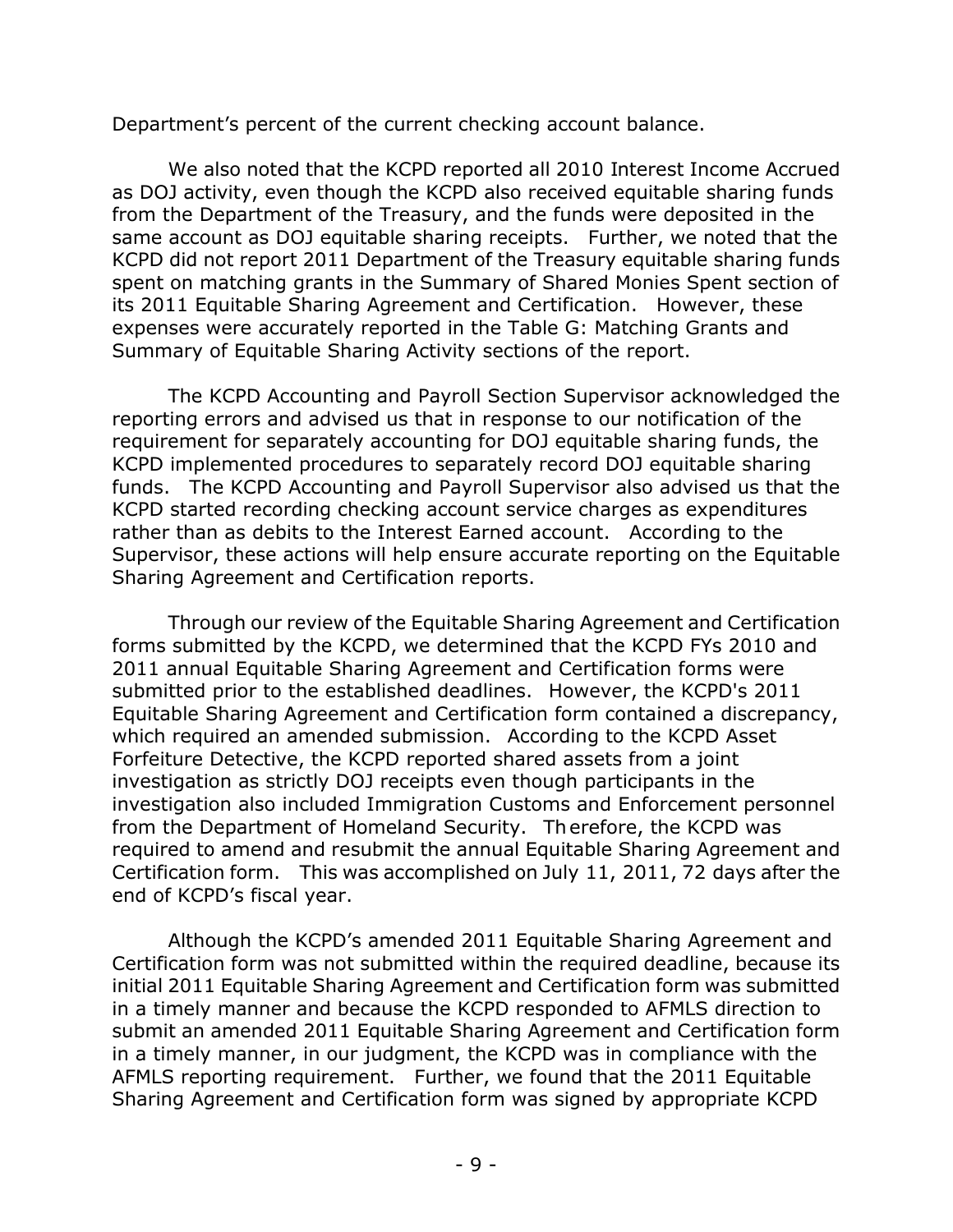Department's percent of the current checking account balance.

We also noted that the KCPD reported all 2010 Interest Income Accrued as DOJ activity, even though the KCPD also received equitable sharing funds from the Department of the Treasury, and the funds were deposited in the same account as DOJ equitable sharing receipts. Further, we noted that the KCPD did not report 2011 Department of the Treasury equitable sharing funds spent on matching grants in the Summary of Shared Monies Spent section of its 2011 Equitable Sharing Agreement and Certification. However, these expenses were accurately reported in the Table G: Matching Grants and Summary of Equitable Sharing Activity sections of the report.

The KCPD Accounting and Payroll Section Supervisor acknowledged the reporting errors and advised us that in response to our notification of the requirement for separately accounting for DOJ equitable sharing funds, the KCPD implemented procedures to separately record DOJ equitable sharing funds. The KCPD Accounting and Payroll Supervisor also advised us that the KCPD started recording checking account service charges as expenditures rather than as debits to the Interest Earned account. According to the Supervisor, these actions will help ensure accurate reporting on the Equitable Sharing Agreement and Certification reports.

Through our review of the Equitable Sharing Agreement and Certification forms submitted by the KCPD, we determined that the KCPD FYs 2010 and 2011 annual Equitable Sharing Agreement and Certification forms were submitted prior to the established deadlines. However, the KCPD's 2011 Equitable Sharing Agreement and Certification form contained a discrepancy, which required an amended submission. According to the KCPD Asset Forfeiture Detective, the KCPD reported shared assets from a joint investigation as strictly DOJ receipts even though participants in the investigation also included Immigration Customs and Enforcement personnel from the Department of Homeland Security. Therefore, the KCPD was required to amend and resubmit the annual Equitable Sharing Agreement and Certification form. This was accomplished on July 11, 2011, 72 days after the end of KCPD's fiscal year.

Although the KCPD's amended 2011 Equitable Sharing Agreement and Certification form was not submitted within the required deadline, because its initial 2011 Equitable Sharing Agreement and Certification form was submitted in a timely manner and because the KCPD responded to AFMLS direction to submit an amended 2011 Equitable Sharing Agreement and Certification form in a timely manner, in our judgment, the KCPD was in compliance with the AFMLS reporting requirement. Further, we found that the 2011 Equitable Sharing Agreement and Certification form was signed by appropriate KCPD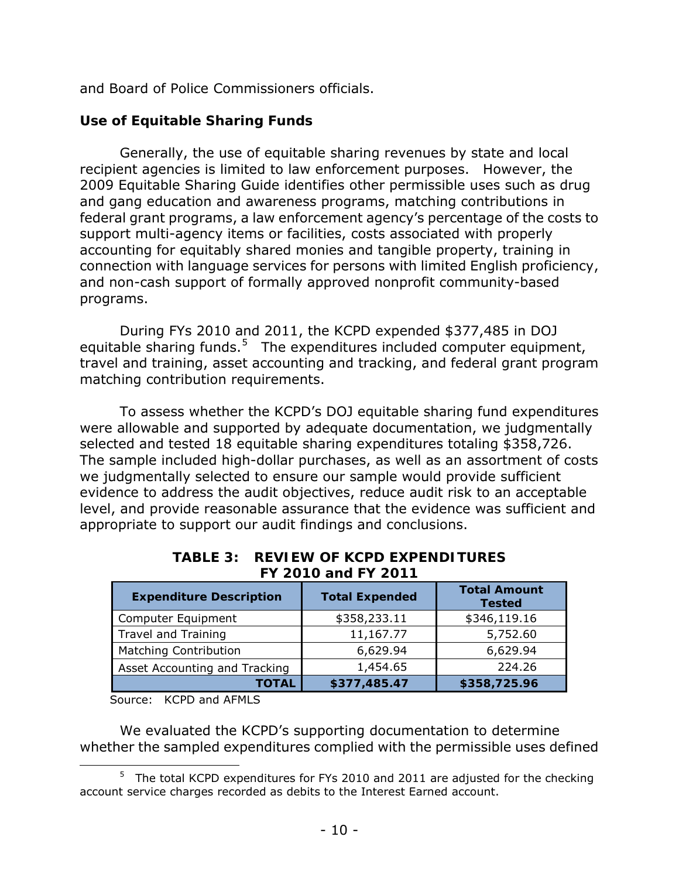and Board of Police Commissioners officials.

### Use of Equitable Sharing Funds

Generally, the use of equitable sharing revenues by state and local recipient agencies is limited to law enforcement purposes. However, the 2009 Equitable Sharing Guide identifies other permissible uses such as drug and gang education and awareness programs, matching contributions in federal grant programs, a law enforcement agency's percentage of the costs to support multi-agency items or facilities, costs associated with properly accounting for equitably shared monies and tangible property, training in connection with language services for persons with limited English proficiency, and non-cash support of formally approved nonprofit community-based programs.

During FYs 2010 and 2011, the KCPD expended $377,485 in DOJ equitable sharing funds.[5] The expenditures included computer equipment, travel and training, asset accounting and tracking, and federal grant program matching contribution requirements.

To assess whether the KCPD's DOJ equitable sharing fund expenditures were allowable and supported by adequate documentation, we judgmentally selected and tested 18 equitable sharing expenditures totaling $358,726. The sample included high-dollar purchases, as well as an assortment of costs we judgmentally selected to ensure our sample would provide sufficient evidence to address the audit objectives, reduce audit risk to an acceptable level, and provide reasonable assurance that the evidence was sufficient and appropriate to support our audit findings and conclusions.

**TABLE 3: REVIEW OF KCPD EXPENDITURES FY 2010 and FY 2011**

| Expenditure Description | Total Expended | Total Amount Tested |
|---|---|---|
| Computer Equipment | $358,233.11 | $346,119.16 |
| Travel and Training | 11,167.77 | 5,752.60 |
| Matching Contribution | 6,629.94 | 6,629.94 |
| Asset Accounting and Tracking | 1,454.65 | 224.26 |
| **TOTAL** | **$377,485.47** | **$358,725.96** |

Source: KCPD and AFMLS

We evaluated the KCPD's supporting documentation to determine whether the sampled expenditures complied with the permissible uses defined

[5] The total KCPD expenditures for FYs 2010 and 2011 are adjusted for the checking account service charges recorded as debits to the Interest Earned account.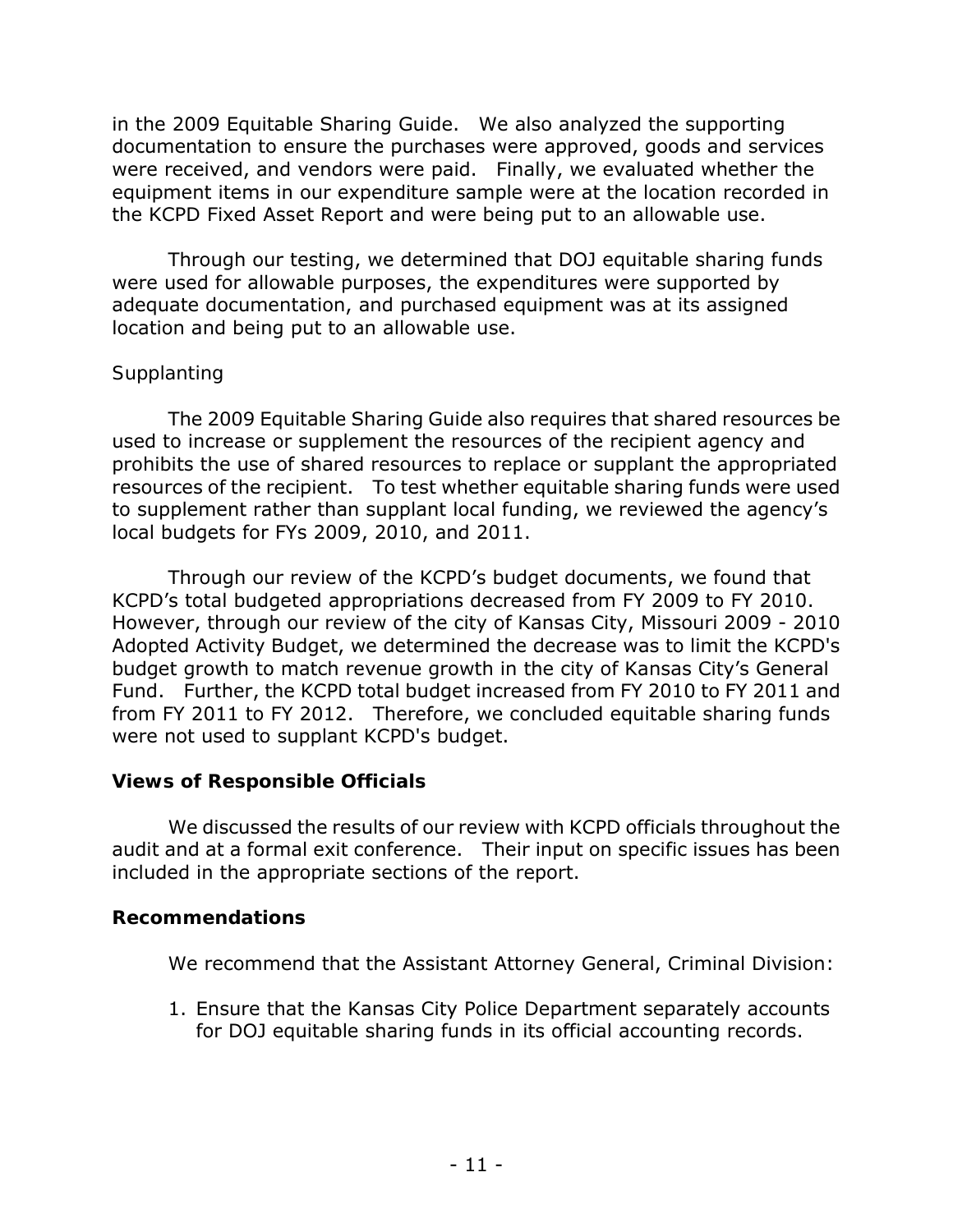in the 2009 Equitable Sharing Guide. We also analyzed the supporting documentation to ensure the purchases were approved, goods and services were received, and vendors were paid. Finally, we evaluated whether the equipment items in our expenditure sample were at the location recorded in the KCPD Fixed Asset Report and were being put to an allowable use.

Through our testing, we determined that DOJ equitable sharing funds were used for allowable purposes, the expenditures were supported by adequate documentation, and purchased equipment was at its assigned location and being put to an allowable use.

*Supplanting*

The 2009 Equitable Sharing Guide also requires that shared resources be used to increase or supplement the resources of the recipient agency and prohibits the use of shared resources to replace or supplant the appropriated resources of the recipient. To test whether equitable sharing funds were used to supplement rather than supplant local funding, we reviewed the agency's local budgets for FYs 2009, 2010, and 2011.

Through our review of the KCPD's budget documents, we found that KCPD's total budgeted appropriations decreased from FY 2009 to FY 2010. However, through our review of the city of Kansas City, Missouri 2009 - 2010 Adopted Activity Budget, we determined the decrease was to limit the KCPD's budget growth to match revenue growth in the city of Kansas City's General Fund. Further, the KCPD total budget increased from FY 2010 to FY 2011 and from FY 2011 to FY 2012. Therefore, we concluded equitable sharing funds were not used to supplant KCPD's budget.

**Views of Responsible Officials**

We discussed the results of our review with KCPD officials throughout the audit and at a formal exit conference. Their input on specific issues has been included in the appropriate sections of the report.

**Recommendations**

We recommend that the Assistant Attorney General, Criminal Division:

1. Ensure that the Kansas City Police Department separately accounts for DOJ equitable sharing funds in its official accounting records.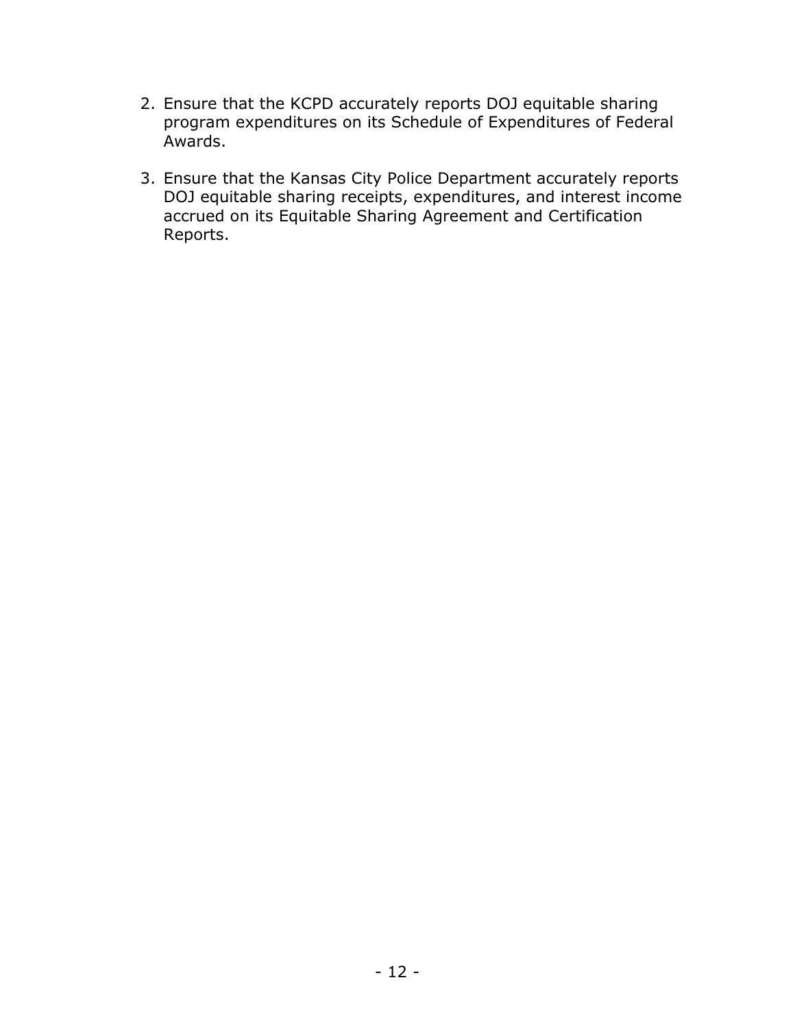2. Ensure that the KCPD accurately reports DOJ equitable sharing program expenditures on its Schedule of Expenditures of Federal Awards.

3. Ensure that the Kansas City Police Department accurately reports DOJ equitable sharing receipts, expenditures, and interest income accrued on its Equitable Sharing Agreement and Certification Reports.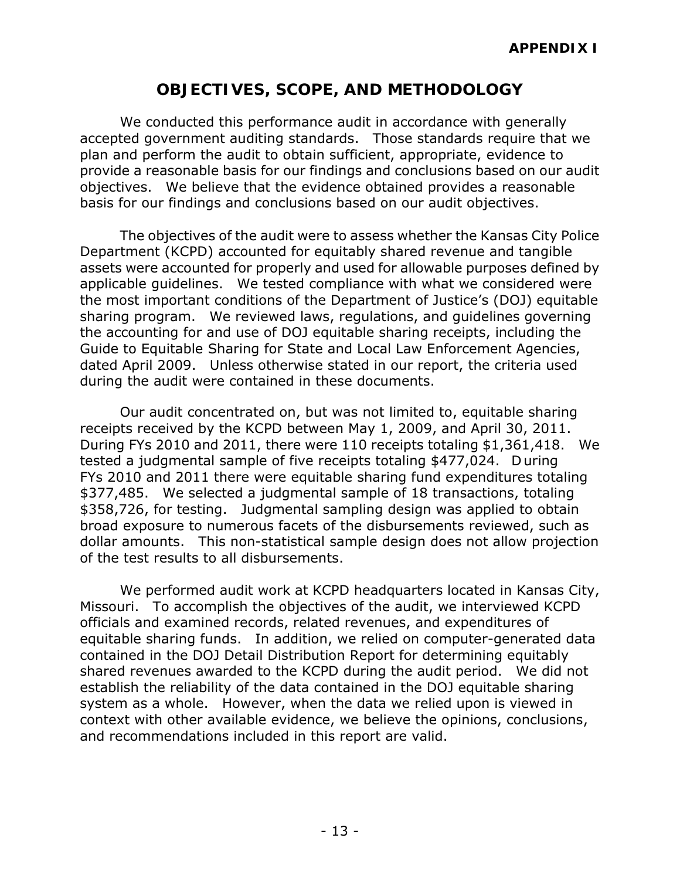**APPENDIX I**

# OBJECTIVES, SCOPE, AND METHODOLOGY

We conducted this performance audit in accordance with generally accepted government auditing standards. Those standards require that we plan and perform the audit to obtain sufficient, appropriate, evidence to provide a reasonable basis for our findings and conclusions based on our audit objectives. We believe that the evidence obtained provides a reasonable basis for our findings and conclusions based on our audit objectives.

The objectives of the audit were to assess whether the Kansas City Police Department (KCPD) accounted for equitably shared revenue and tangible assets were accounted for properly and used for allowable purposes defined by applicable guidelines. We tested compliance with what we considered were the most important conditions of the Department of Justice's (DOJ) equitable sharing program. We reviewed laws, regulations, and guidelines governing the accounting for and use of DOJ equitable sharing receipts, including the Guide to Equitable Sharing for State and Local Law Enforcement Agencies, dated April 2009. Unless otherwise stated in our report, the criteria used during the audit were contained in these documents.

Our audit concentrated on, but was not limited to, equitable sharing receipts received by the KCPD between May 1, 2009, and April 30, 2011. During FYs 2010 and 2011, there were 110 receipts totaling $1,361,418. We tested a judgmental sample of five receipts totaling $477,024. During FYs 2010 and 2011 there were equitable sharing fund expenditures totaling $377,485. We selected a judgmental sample of 18 transactions, totaling $358,726, for testing. Judgmental sampling design was applied to obtain broad exposure to numerous facets of the disbursements reviewed, such as dollar amounts. This non-statistical sample design does not allow projection of the test results to all disbursements.

We performed audit work at KCPD headquarters located in Kansas City, Missouri. To accomplish the objectives of the audit, we interviewed KCPD officials and examined records, related revenues, and expenditures of equitable sharing funds. In addition, we relied on computer-generated data contained in the DOJ Detail Distribution Report for determining equitably shared revenues awarded to the KCPD during the audit period. We did not establish the reliability of the data contained in the DOJ equitable sharing system as a whole. However, when the data we relied upon is viewed in context with other available evidence, we believe the opinions, conclusions, and recommendations included in this report are valid.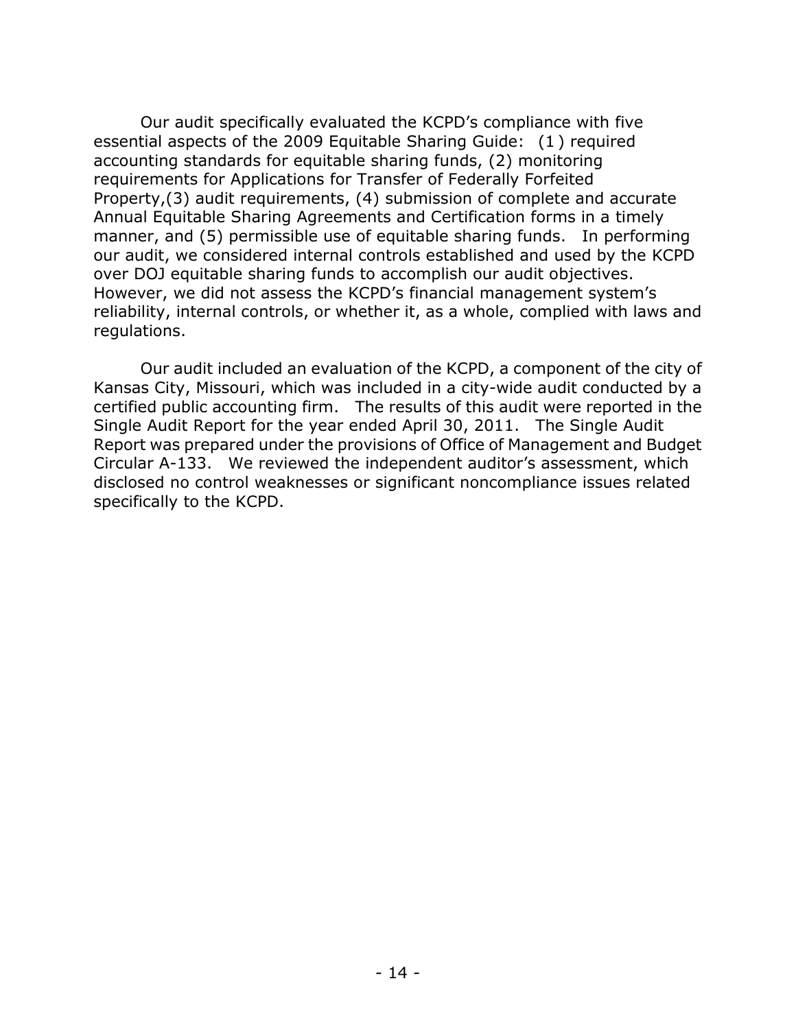Our audit specifically evaluated the KCPD's compliance with five essential aspects of the 2009 Equitable Sharing Guide: (1 ) required accounting standards for equitable sharing funds, (2) monitoring requirements for Applications for Transfer of Federally Forfeited Property,(3) audit requirements, (4) submission of complete and accurate Annual Equitable Sharing Agreements and Certification forms in a timely manner, and (5) permissible use of equitable sharing funds. In performing our audit, we considered internal controls established and used by the KCPD over DOJ equitable sharing funds to accomplish our audit objectives. However, we did not assess the KCPD's financial management system's reliability, internal controls, or whether it, as a whole, complied with laws and regulations.

Our audit included an evaluation of the KCPD, a component of the city of Kansas City, Missouri, which was included in a city-wide audit conducted by a certified public accounting firm. The results of this audit were reported in the Single Audit Report for the year ended April 30, 2011. The Single Audit Report was prepared under the provisions of Office of Management and Budget Circular A-133. We reviewed the independent auditor's assessment, which disclosed no control weaknesses or significant noncompliance issues related specifically to the KCPD.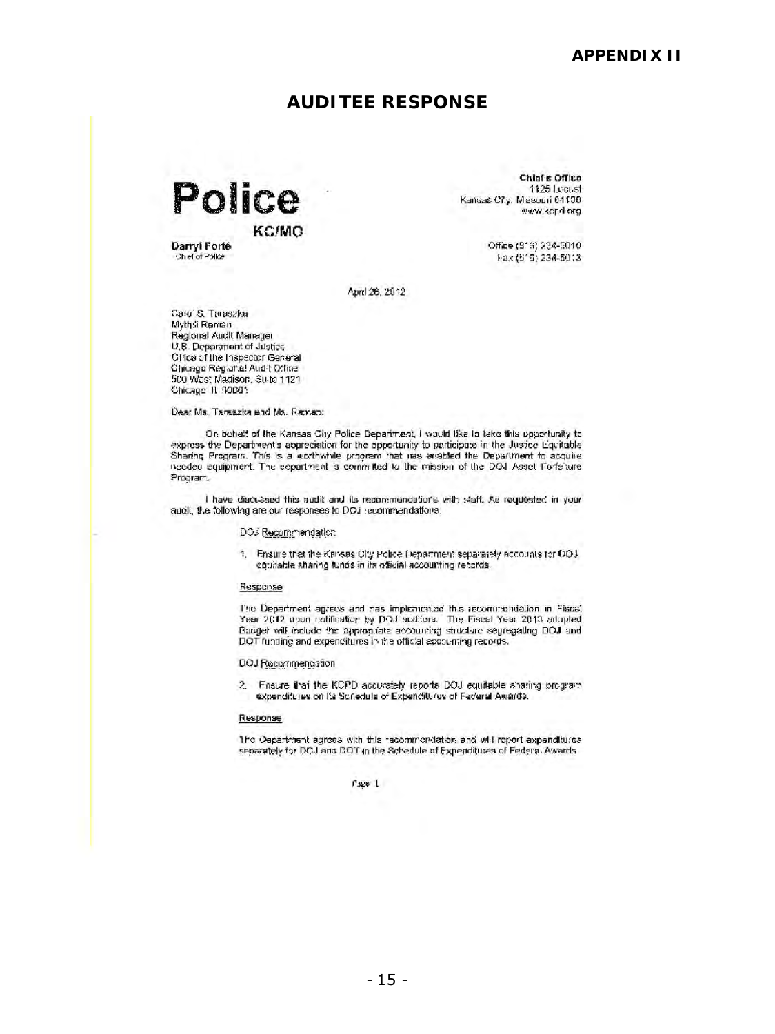**APPENDIX II**

## AUDITEE RESPONSE

**Police**

**KC/MO**

**Darryl Forté**
Chief of Police

**Chief's Office**
1125 Locust
Kansas City, Missouri 64106
www.kcpd.org

Office (816) 234-5010
Fax (816) 234-5013

April 26, 2012

Carol S. Taraszka
Mythili Raman
Regional Audit Manager
U.S. Department of Justice
Office of the Inspector General
Chicago Regional Audit Office
500 West Madison, Suite 1121
Chicago IL 60661

Dear Ms. Taraszka and Ms. Raman:

On behalf of the Kansas City Police Department, I would like to take this opportunity to express the Department's appreciation for the opportunity to participate in the Justice Equitable Sharing Program. This is a worthwhile program that has enabled the Department to acquire needed equipment. The department is committed to the mission of the DOJ Asset Forfeiture Program.

I have discussed this audit and its recommendations with staff. As requested in your audit, the following are our responses to DOJ recommendations.

DOJ Recommendation

1. Ensure that the Kansas City Police Department separately accounts for DOJ equitable sharing funds in its official accounting records.

Response

The Department agrees and has implemented this recommendation in Fiscal Year 2012 upon notification by DOJ auditors. The Fiscal Year 2013 adopted Budget will include the appropriate accounting structure segregating DOJ and DOT funding and expenditures in the official accounting records.

DOJ Recommendation

2. Ensure that the KCPD accurately reports DOJ equitable sharing program expenditures on its Schedule of Expenditures of Federal Awards.

Response

The Department agrees with this recommendation and will report expenditures separately for DOJ and DOT in the Schedule of Expenditures of Federal Awards.

Page 1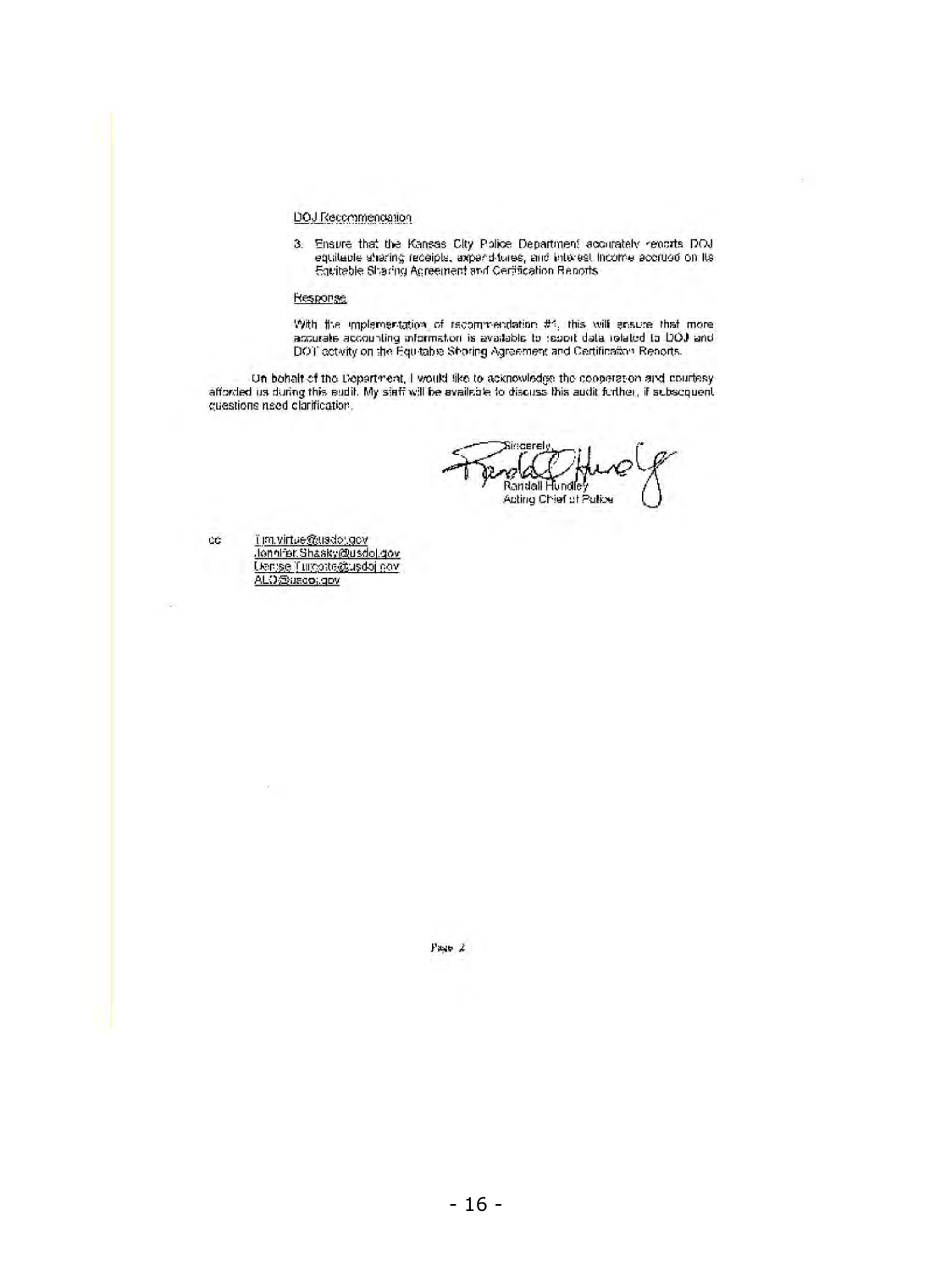DOJ Recommendation

3. Ensure that the Kansas City Police Department accurately reports DOJ equitable sharing receipts, expenditures, and interest income accrued on its Equitable Sharing Agreement and Certification Reports.

Response

With the implementation of recommendation #1, this will ensure that more accurate accounting information is available to report data related to DOJ and DOT activity on the Equitable Sharing Agreement and Certification Reports.

On behalf of the Department, I would like to acknowledge the cooperation and courtesy afforded us during this audit. My staff will be available to discuss this audit further, if subsequent questions need clarification.

Sincerely,

Randall Hundley
Acting Chief of Police

cc Tim.virtue@usdoj.gov
Jennifer.Shasky@usdoj.gov
Denise.Turcotte@usdoj.gov
ALD@usdoj.gov

Page 2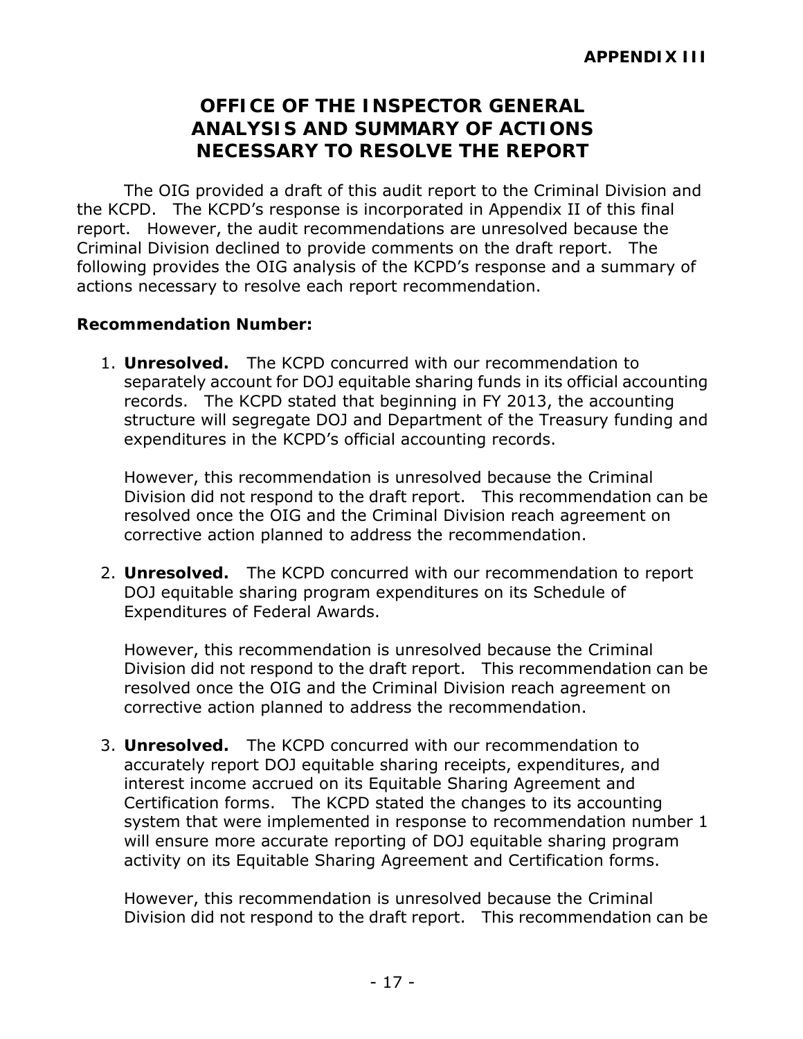**APPENDIX III**

# OFFICE OF THE INSPECTOR GENERAL ANALYSIS AND SUMMARY OF ACTIONS NECESSARY TO RESOLVE THE REPORT

The OIG provided a draft of this audit report to the Criminal Division and the KCPD. The KCPD's response is incorporated in Appendix II of this final report. However, the audit recommendations are unresolved because the Criminal Division declined to provide comments on the draft report. The following provides the OIG analysis of the KCPD's response and a summary of actions necessary to resolve each report recommendation.

**Recommendation Number:**

1. **Unresolved.** The KCPD concurred with our recommendation to separately account for DOJ equitable sharing funds in its official accounting records. The KCPD stated that beginning in FY 2013, the accounting structure will segregate DOJ and Department of the Treasury funding and expenditures in the KCPD's official accounting records.

   However, this recommendation is unresolved because the Criminal Division did not respond to the draft report. This recommendation can be resolved once the OIG and the Criminal Division reach agreement on corrective action planned to address the recommendation.

2. **Unresolved.** The KCPD concurred with our recommendation to report DOJ equitable sharing program expenditures on its Schedule of Expenditures of Federal Awards.

   However, this recommendation is unresolved because the Criminal Division did not respond to the draft report. This recommendation can be resolved once the OIG and the Criminal Division reach agreement on corrective action planned to address the recommendation.

3. **Unresolved.** The KCPD concurred with our recommendation to accurately report DOJ equitable sharing receipts, expenditures, and interest income accrued on its Equitable Sharing Agreement and Certification forms. The KCPD stated the changes to its accounting system that were implemented in response to recommendation number 1 will ensure more accurate reporting of DOJ equitable sharing program activity on its Equitable Sharing Agreement and Certification forms.

   However, this recommendation is unresolved because the Criminal Division did not respond to the draft report. This recommendation can be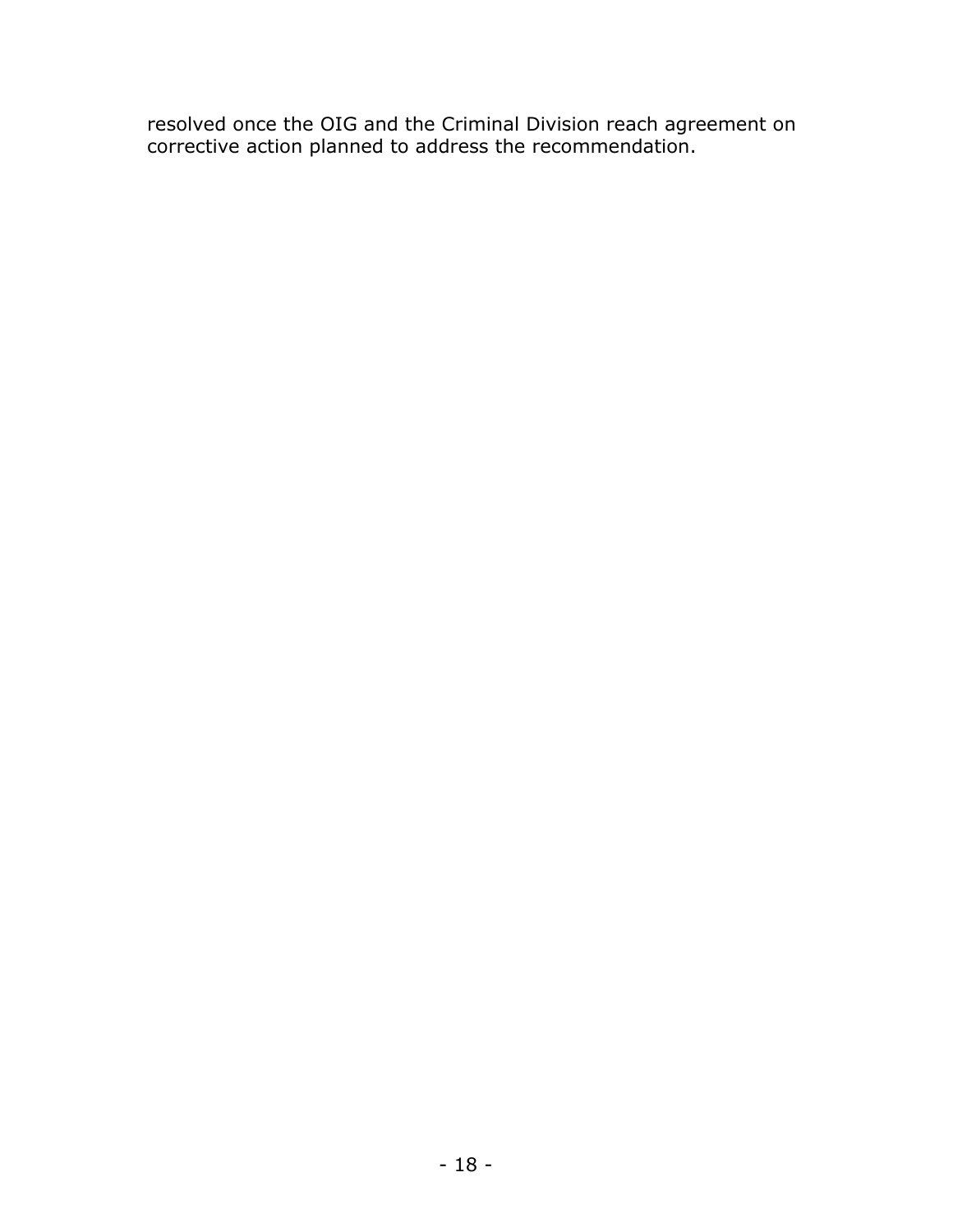resolved once the OIG and the Criminal Division reach agreement on corrective action planned to address the recommendation.